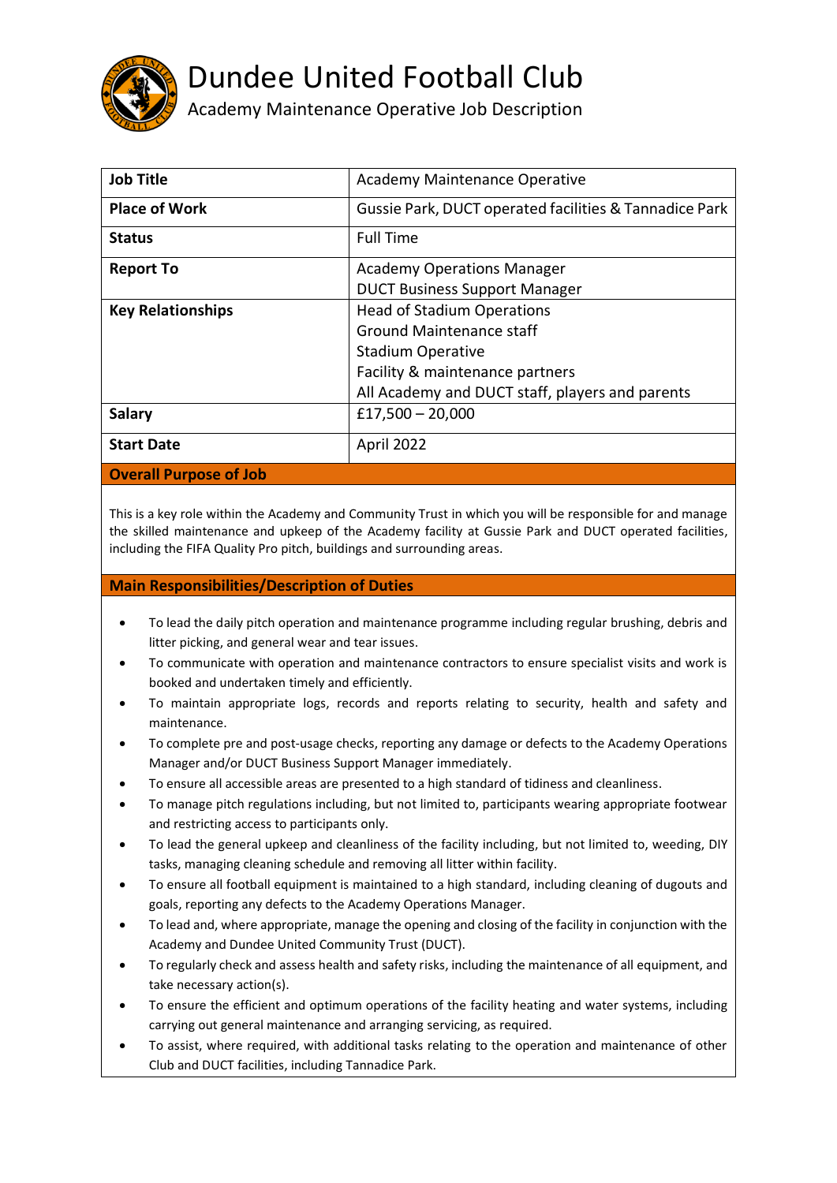# Dundee United Football Club

## Academy Maintenance Operative Job Description

| | |
|---|---|
| **Job Title** | Academy Maintenance Operative |
| **Place of Work** | Gussie Park, DUCT operated facilities & Tannadice Park |
| **Status** | Full Time |
| **Report To** | Academy Operations Manager<br>DUCT Business Support Manager |
| **Key Relationships** | Head of Stadium Operations<br>Ground Maintenance staff<br>Stadium Operative<br>Facility & maintenance partners<br>All Academy and DUCT staff, players and parents |
| **Salary** | £17,500 – 20,000 |
| **Start Date** | April 2022 |

### Overall Purpose of Job

This is a key role within the Academy and Community Trust in which you will be responsible for and manage the skilled maintenance and upkeep of the Academy facility at Gussie Park and DUCT operated facilities, including the FIFA Quality Pro pitch, buildings and surrounding areas.

### Main Responsibilities/Description of Duties

- To lead the daily pitch operation and maintenance programme including regular brushing, debris and litter picking, and general wear and tear issues.
- To communicate with operation and maintenance contractors to ensure specialist visits and work is booked and undertaken timely and efficiently.
- To maintain appropriate logs, records and reports relating to security, health and safety and maintenance.
- To complete pre and post-usage checks, reporting any damage or defects to the Academy Operations Manager and/or DUCT Business Support Manager immediately.
- To ensure all accessible areas are presented to a high standard of tidiness and cleanliness.
- To manage pitch regulations including, but not limited to, participants wearing appropriate footwear and restricting access to participants only.
- To lead the general upkeep and cleanliness of the facility including, but not limited to, weeding, DIY tasks, managing cleaning schedule and removing all litter within facility.
- To ensure all football equipment is maintained to a high standard, including cleaning of dugouts and goals, reporting any defects to the Academy Operations Manager.
- To lead and, where appropriate, manage the opening and closing of the facility in conjunction with the Academy and Dundee United Community Trust (DUCT).
- To regularly check and assess health and safety risks, including the maintenance of all equipment, and take necessary action(s).
- To ensure the efficient and optimum operations of the facility heating and water systems, including carrying out general maintenance and arranging servicing, as required.
- To assist, where required, with additional tasks relating to the operation and maintenance of other Club and DUCT facilities, including Tannadice Park.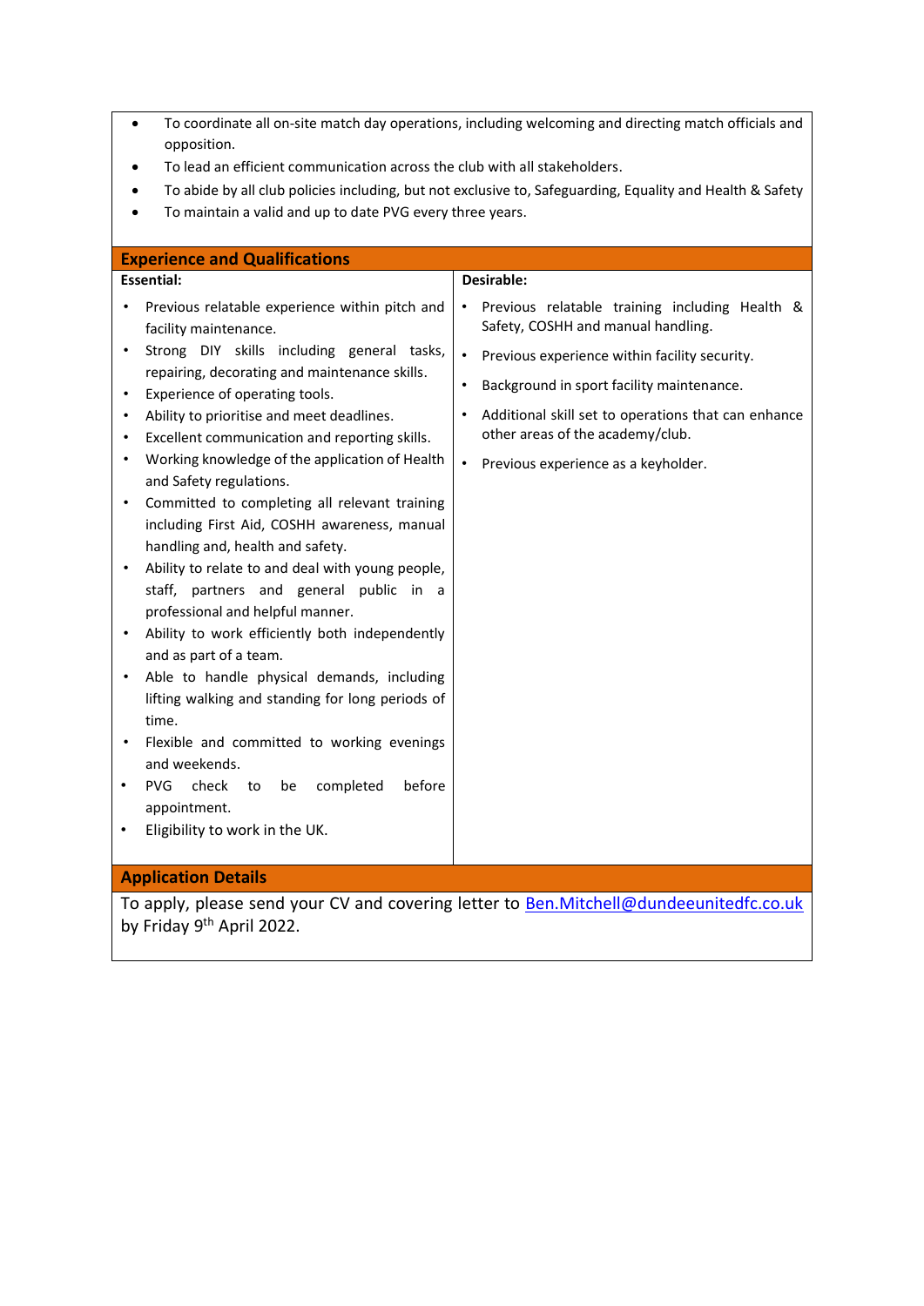- To coordinate all on-site match day operations, including welcoming and directing match officials and opposition.
- To lead an efficient communication across the club with all stakeholders.
- To abide by all club policies including, but not exclusive to, Safeguarding, Equality and Health & Safety
- To maintain a valid and up to date PVG every three years.

## Experience and Qualifications

**Essential:**

- Previous relatable experience within pitch and facility maintenance.
- Strong DIY skills including general tasks, repairing, decorating and maintenance skills.
- Experience of operating tools.
- Ability to prioritise and meet deadlines.
- Excellent communication and reporting skills.
- Working knowledge of the application of Health and Safety regulations.
- Committed to completing all relevant training including First Aid, COSHH awareness, manual handling and, health and safety.
- Ability to relate to and deal with young people, staff, partners and general public in a professional and helpful manner.
- Ability to work efficiently both independently and as part of a team.
- Able to handle physical demands, including lifting walking and standing for long periods of time.
- Flexible and committed to working evenings and weekends.
- PVG check to be completed before appointment.
- Eligibility to work in the UK.

**Desirable:**

- Previous relatable training including Health & Safety, COSHH and manual handling.
- Previous experience within facility security.
- Background in sport facility maintenance.
- Additional skill set to operations that can enhance other areas of the academy/club.
- Previous experience as a keyholder.

## Application Details

To apply, please send your CV and covering letter to Ben.Mitchell@dundeeunitedfc.co.uk by Friday 9th April 2022.